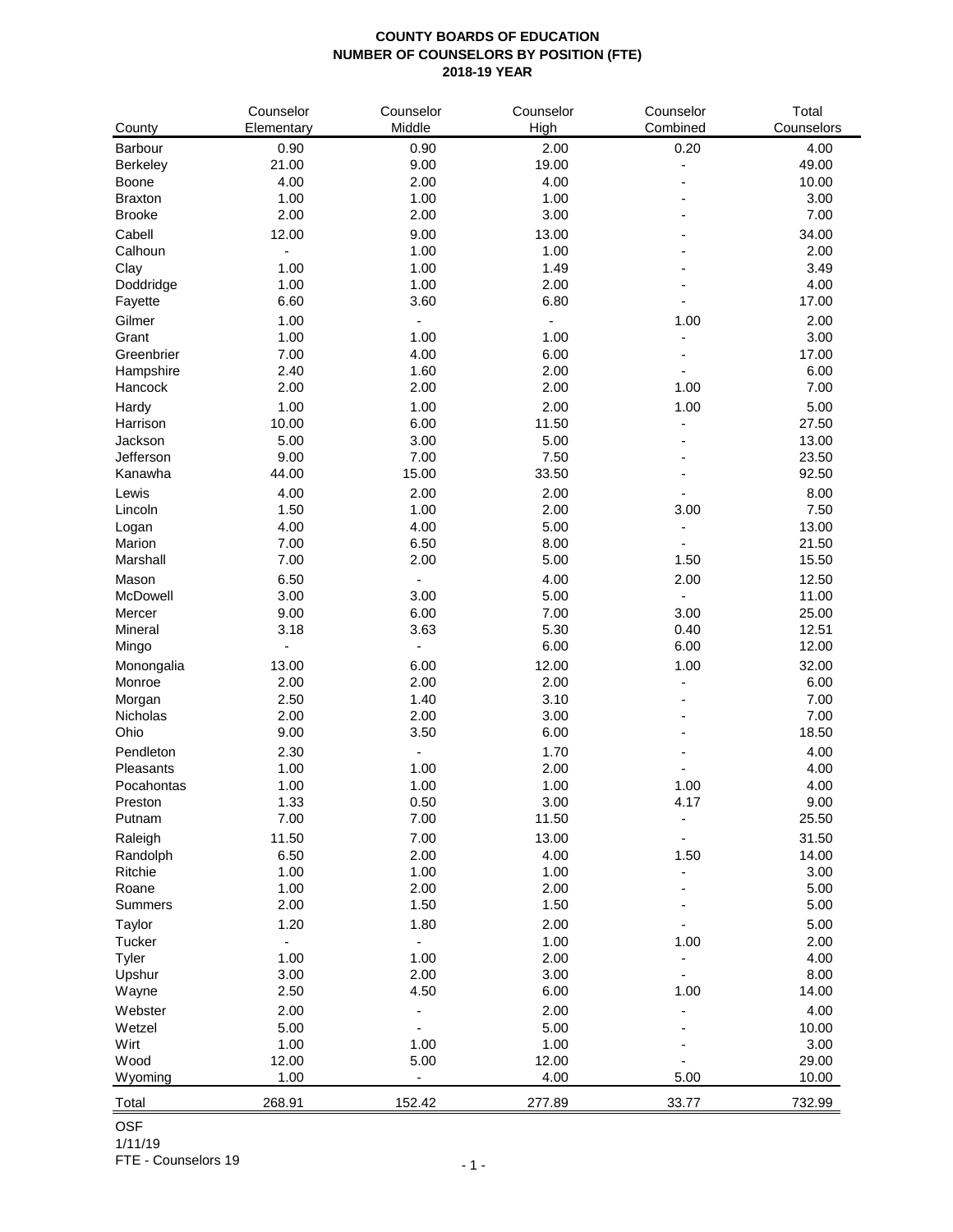**COUNTY BOARDS OF EDUCATION**
**NUMBER OF COUNSELORS BY POSITION (FTE)**
**2018-19 YEAR**

| County | Counselor Elementary | Counselor Middle | Counselor High | Counselor Combined | Total Counselors |
|---|---|---|---|---|---|
| Barbour | 0.90 | 0.90 | 2.00 | 0.20 | 4.00 |
| Berkeley | 21.00 | 9.00 | 19.00 | - | 49.00 |
| Boone | 4.00 | 2.00 | 4.00 | - | 10.00 |
| Braxton | 1.00 | 1.00 | 1.00 | - | 3.00 |
| Brooke | 2.00 | 2.00 | 3.00 | - | 7.00 |
| Cabell | 12.00 | 9.00 | 13.00 | - | 34.00 |
| Calhoun | - | 1.00 | 1.00 | - | 2.00 |
| Clay | 1.00 | 1.00 | 1.49 | - | 3.49 |
| Doddridge | 1.00 | 1.00 | 2.00 | - | 4.00 |
| Fayette | 6.60 | 3.60 | 6.80 | - | 17.00 |
| Gilmer | 1.00 | - | - | 1.00 | 2.00 |
| Grant | 1.00 | 1.00 | 1.00 | - | 3.00 |
| Greenbrier | 7.00 | 4.00 | 6.00 | - | 17.00 |
| Hampshire | 2.40 | 1.60 | 2.00 | - | 6.00 |
| Hancock | 2.00 | 2.00 | 2.00 | 1.00 | 7.00 |
| Hardy | 1.00 | 1.00 | 2.00 | 1.00 | 5.00 |
| Harrison | 10.00 | 6.00 | 11.50 | - | 27.50 |
| Jackson | 5.00 | 3.00 | 5.00 | - | 13.00 |
| Jefferson | 9.00 | 7.00 | 7.50 | - | 23.50 |
| Kanawha | 44.00 | 15.00 | 33.50 | - | 92.50 |
| Lewis | 4.00 | 2.00 | 2.00 | - | 8.00 |
| Lincoln | 1.50 | 1.00 | 2.00 | 3.00 | 7.50 |
| Logan | 4.00 | 4.00 | 5.00 | - | 13.00 |
| Marion | 7.00 | 6.50 | 8.00 | - | 21.50 |
| Marshall | 7.00 | 2.00 | 5.00 | 1.50 | 15.50 |
| Mason | 6.50 | - | 4.00 | 2.00 | 12.50 |
| McDowell | 3.00 | 3.00 | 5.00 | - | 11.00 |
| Mercer | 9.00 | 6.00 | 7.00 | 3.00 | 25.00 |
| Mineral | 3.18 | 3.63 | 5.30 | 0.40 | 12.51 |
| Mingo | - | - | 6.00 | 6.00 | 12.00 |
| Monongalia | 13.00 | 6.00 | 12.00 | 1.00 | 32.00 |
| Monroe | 2.00 | 2.00 | 2.00 | - | 6.00 |
| Morgan | 2.50 | 1.40 | 3.10 | - | 7.00 |
| Nicholas | 2.00 | 2.00 | 3.00 | - | 7.00 |
| Ohio | 9.00 | 3.50 | 6.00 | - | 18.50 |
| Pendleton | 2.30 | - | 1.70 | - | 4.00 |
| Pleasants | 1.00 | 1.00 | 2.00 | - | 4.00 |
| Pocahontas | 1.00 | 1.00 | 1.00 | 1.00 | 4.00 |
| Preston | 1.33 | 0.50 | 3.00 | 4.17 | 9.00 |
| Putnam | 7.00 | 7.00 | 11.50 | - | 25.50 |
| Raleigh | 11.50 | 7.00 | 13.00 | - | 31.50 |
| Randolph | 6.50 | 2.00 | 4.00 | 1.50 | 14.00 |
| Ritchie | 1.00 | 1.00 | 1.00 | - | 3.00 |
| Roane | 1.00 | 2.00 | 2.00 | - | 5.00 |
| Summers | 2.00 | 1.50 | 1.50 | - | 5.00 |
| Taylor | 1.20 | 1.80 | 2.00 | - | 5.00 |
| Tucker | - | - | 1.00 | 1.00 | 2.00 |
| Tyler | 1.00 | 1.00 | 2.00 | - | 4.00 |
| Upshur | 3.00 | 2.00 | 3.00 | - | 8.00 |
| Wayne | 2.50 | 4.50 | 6.00 | 1.00 | 14.00 |
| Webster | 2.00 | - | 2.00 | - | 4.00 |
| Wetzel | 5.00 | - | 5.00 | - | 10.00 |
| Wirt | 1.00 | 1.00 | 1.00 | - | 3.00 |
| Wood | 12.00 | 5.00 | 12.00 | - | 29.00 |
| Wyoming | 1.00 | - | 4.00 | 5.00 | 10.00 |
| Total | 268.91 | 152.42 | 277.89 | 33.77 | 732.99 |

OSF
1/11/19
FTE - Counselors 19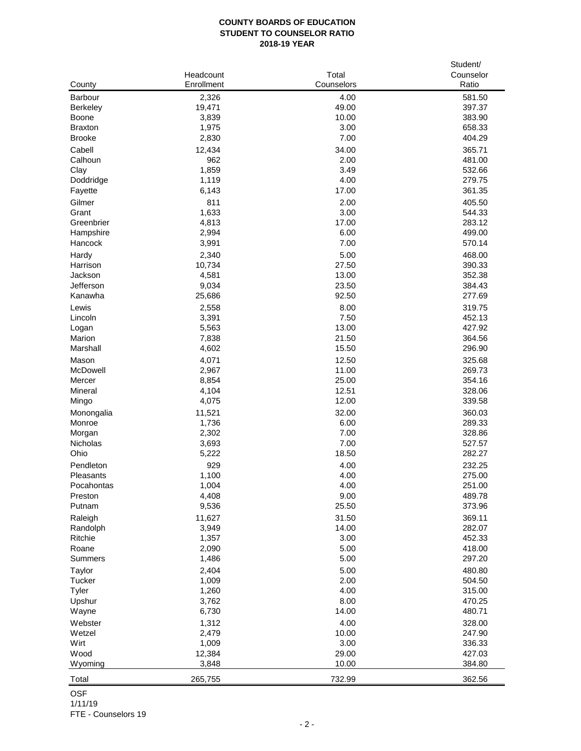**COUNTY BOARDS OF EDUCATION**
**STUDENT TO COUNSELOR RATIO**
**2018-19 YEAR**

| County | Headcount Enrollment | Total Counselors | Student/ Counselor Ratio |
|---|---|---|---|
| Barbour | 2,326 | 4.00 | 581.50 |
| Berkeley | 19,471 | 49.00 | 397.37 |
| Boone | 3,839 | 10.00 | 383.90 |
| Braxton | 1,975 | 3.00 | 658.33 |
| Brooke | 2,830 | 7.00 | 404.29 |
| Cabell | 12,434 | 34.00 | 365.71 |
| Calhoun | 962 | 2.00 | 481.00 |
| Clay | 1,859 | 3.49 | 532.66 |
| Doddridge | 1,119 | 4.00 | 279.75 |
| Fayette | 6,143 | 17.00 | 361.35 |
| Gilmer | 811 | 2.00 | 405.50 |
| Grant | 1,633 | 3.00 | 544.33 |
| Greenbrier | 4,813 | 17.00 | 283.12 |
| Hampshire | 2,994 | 6.00 | 499.00 |
| Hancock | 3,991 | 7.00 | 570.14 |
| Hardy | 2,340 | 5.00 | 468.00 |
| Harrison | 10,734 | 27.50 | 390.33 |
| Jackson | 4,581 | 13.00 | 352.38 |
| Jefferson | 9,034 | 23.50 | 384.43 |
| Kanawha | 25,686 | 92.50 | 277.69 |
| Lewis | 2,558 | 8.00 | 319.75 |
| Lincoln | 3,391 | 7.50 | 452.13 |
| Logan | 5,563 | 13.00 | 427.92 |
| Marion | 7,838 | 21.50 | 364.56 |
| Marshall | 4,602 | 15.50 | 296.90 |
| Mason | 4,071 | 12.50 | 325.68 |
| McDowell | 2,967 | 11.00 | 269.73 |
| Mercer | 8,854 | 25.00 | 354.16 |
| Mineral | 4,104 | 12.51 | 328.06 |
| Mingo | 4,075 | 12.00 | 339.58 |
| Monongalia | 11,521 | 32.00 | 360.03 |
| Monroe | 1,736 | 6.00 | 289.33 |
| Morgan | 2,302 | 7.00 | 328.86 |
| Nicholas | 3,693 | 7.00 | 527.57 |
| Ohio | 5,222 | 18.50 | 282.27 |
| Pendleton | 929 | 4.00 | 232.25 |
| Pleasants | 1,100 | 4.00 | 275.00 |
| Pocahontas | 1,004 | 4.00 | 251.00 |
| Preston | 4,408 | 9.00 | 489.78 |
| Putnam | 9,536 | 25.50 | 373.96 |
| Raleigh | 11,627 | 31.50 | 369.11 |
| Randolph | 3,949 | 14.00 | 282.07 |
| Ritchie | 1,357 | 3.00 | 452.33 |
| Roane | 2,090 | 5.00 | 418.00 |
| Summers | 1,486 | 5.00 | 297.20 |
| Taylor | 2,404 | 5.00 | 480.80 |
| Tucker | 1,009 | 2.00 | 504.50 |
| Tyler | 1,260 | 4.00 | 315.00 |
| Upshur | 3,762 | 8.00 | 470.25 |
| Wayne | 6,730 | 14.00 | 480.71 |
| Webster | 1,312 | 4.00 | 328.00 |
| Wetzel | 2,479 | 10.00 | 247.90 |
| Wirt | 1,009 | 3.00 | 336.33 |
| Wood | 12,384 | 29.00 | 427.03 |
| Wyoming | 3,848 | 10.00 | 384.80 |
| Total | 265,755 | 732.99 | 362.56 |

OSF
1/11/19
FTE - Counselors 19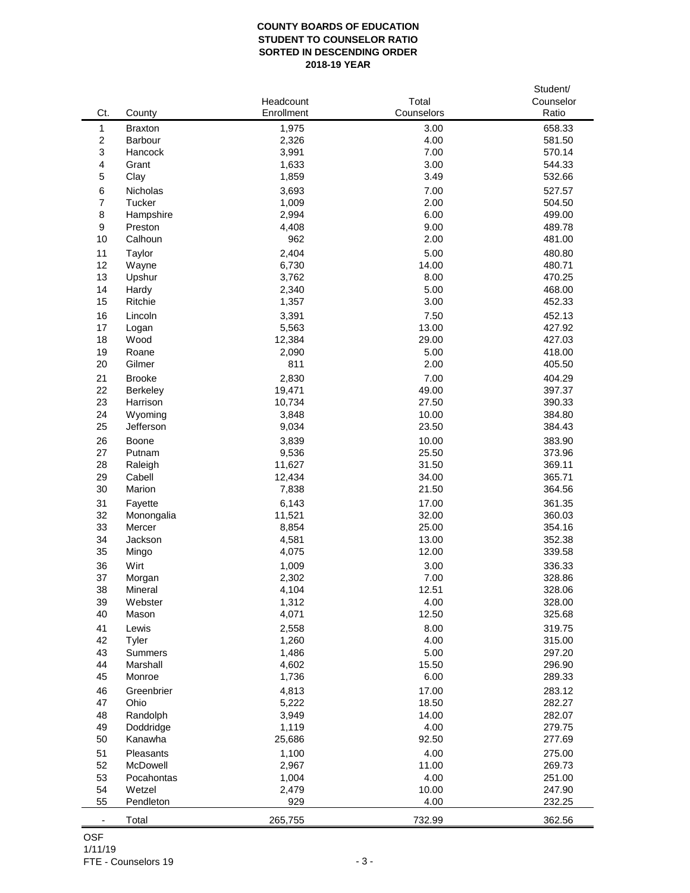**COUNTY BOARDS OF EDUCATION**
**STUDENT TO COUNSELOR RATIO**
**SORTED IN DESCENDING ORDER**
**2018-19 YEAR**

| Ct. | County | Headcount Enrollment | Total Counselors | Student/ Counselor Ratio |
|---|---|---|---|---|
| 1 | Braxton | 1,975 | 3.00 | 658.33 |
| 2 | Barbour | 2,326 | 4.00 | 581.50 |
| 3 | Hancock | 3,991 | 7.00 | 570.14 |
| 4 | Grant | 1,633 | 3.00 | 544.33 |
| 5 | Clay | 1,859 | 3.49 | 532.66 |
| 6 | Nicholas | 3,693 | 7.00 | 527.57 |
| 7 | Tucker | 1,009 | 2.00 | 504.50 |
| 8 | Hampshire | 2,994 | 6.00 | 499.00 |
| 9 | Preston | 4,408 | 9.00 | 489.78 |
| 10 | Calhoun | 962 | 2.00 | 481.00 |
| 11 | Taylor | 2,404 | 5.00 | 480.80 |
| 12 | Wayne | 6,730 | 14.00 | 480.71 |
| 13 | Upshur | 3,762 | 8.00 | 470.25 |
| 14 | Hardy | 2,340 | 5.00 | 468.00 |
| 15 | Ritchie | 1,357 | 3.00 | 452.33 |
| 16 | Lincoln | 3,391 | 7.50 | 452.13 |
| 17 | Logan | 5,563 | 13.00 | 427.92 |
| 18 | Wood | 12,384 | 29.00 | 427.03 |
| 19 | Roane | 2,090 | 5.00 | 418.00 |
| 20 | Gilmer | 811 | 2.00 | 405.50 |
| 21 | Brooke | 2,830 | 7.00 | 404.29 |
| 22 | Berkeley | 19,471 | 49.00 | 397.37 |
| 23 | Harrison | 10,734 | 27.50 | 390.33 |
| 24 | Wyoming | 3,848 | 10.00 | 384.80 |
| 25 | Jefferson | 9,034 | 23.50 | 384.43 |
| 26 | Boone | 3,839 | 10.00 | 383.90 |
| 27 | Putnam | 9,536 | 25.50 | 373.96 |
| 28 | Raleigh | 11,627 | 31.50 | 369.11 |
| 29 | Cabell | 12,434 | 34.00 | 365.71 |
| 30 | Marion | 7,838 | 21.50 | 364.56 |
| 31 | Fayette | 6,143 | 17.00 | 361.35 |
| 32 | Monongalia | 11,521 | 32.00 | 360.03 |
| 33 | Mercer | 8,854 | 25.00 | 354.16 |
| 34 | Jackson | 4,581 | 13.00 | 352.38 |
| 35 | Mingo | 4,075 | 12.00 | 339.58 |
| 36 | Wirt | 1,009 | 3.00 | 336.33 |
| 37 | Morgan | 2,302 | 7.00 | 328.86 |
| 38 | Mineral | 4,104 | 12.51 | 328.06 |
| 39 | Webster | 1,312 | 4.00 | 328.00 |
| 40 | Mason | 4,071 | 12.50 | 325.68 |
| 41 | Lewis | 2,558 | 8.00 | 319.75 |
| 42 | Tyler | 1,260 | 4.00 | 315.00 |
| 43 | Summers | 1,486 | 5.00 | 297.20 |
| 44 | Marshall | 4,602 | 15.50 | 296.90 |
| 45 | Monroe | 1,736 | 6.00 | 289.33 |
| 46 | Greenbrier | 4,813 | 17.00 | 283.12 |
| 47 | Ohio | 5,222 | 18.50 | 282.27 |
| 48 | Randolph | 3,949 | 14.00 | 282.07 |
| 49 | Doddridge | 1,119 | 4.00 | 279.75 |
| 50 | Kanawha | 25,686 | 92.50 | 277.69 |
| 51 | Pleasants | 1,100 | 4.00 | 275.00 |
| 52 | McDowell | 2,967 | 11.00 | 269.73 |
| 53 | Pocahontas | 1,004 | 4.00 | 251.00 |
| 54 | Wetzel | 2,479 | 10.00 | 247.90 |
| 55 | Pendleton | 929 | 4.00 | 232.25 |
| - | Total | 265,755 | 732.99 | 362.56 |

OSF
1/11/19
FTE - Counselors 19